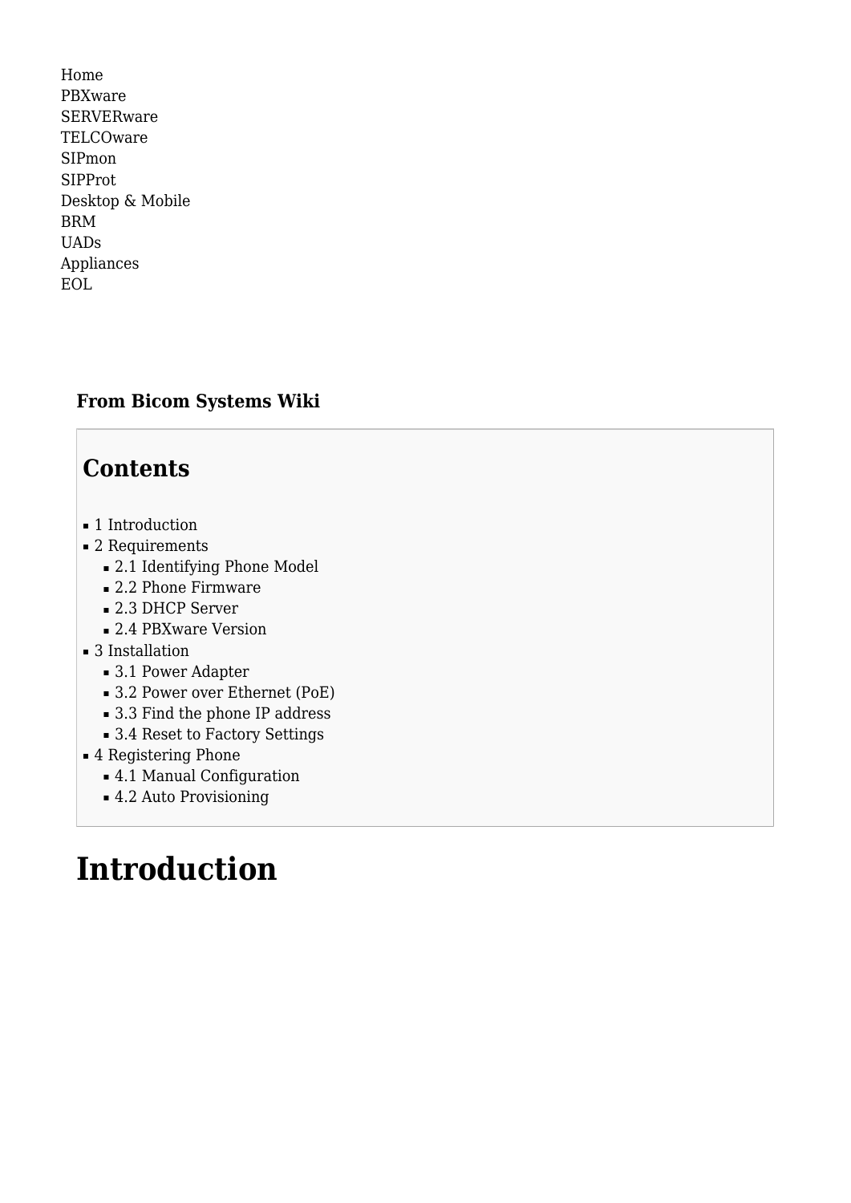Home
PBXware
SERVERware
TELCOware
SIPmon
SIPProt
Desktop & Mobile
BRM
UADs
Appliances
EOL

**From Bicom Systems Wiki**

## Contents

- 1 Introduction
- 2 Requirements
  - 2.1 Identifying Phone Model
  - 2.2 Phone Firmware
  - 2.3 DHCP Server
  - 2.4 PBXware Version
- 3 Installation
  - 3.1 Power Adapter
  - 3.2 Power over Ethernet (PoE)
  - 3.3 Find the phone IP address
  - 3.4 Reset to Factory Settings
- 4 Registering Phone
  - 4.1 Manual Configuration
  - 4.2 Auto Provisioning

# Introduction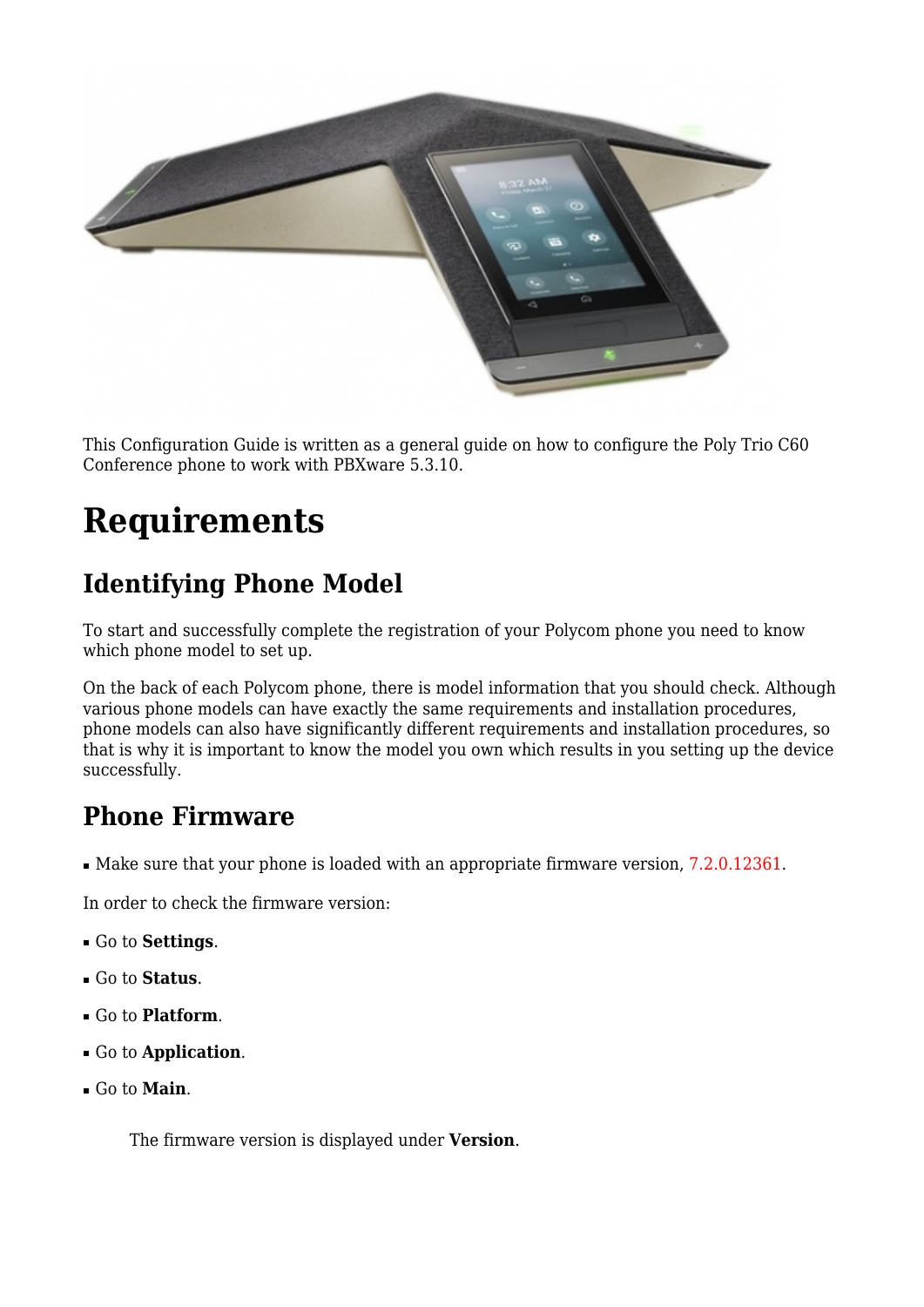This Configuration Guide is written as a general guide on how to configure the Poly Trio C60 Conference phone to work with PBXware 5.3.10.

# Requirements

## Identifying Phone Model

To start and successfully complete the registration of your Polycom phone you need to know which phone model to set up.

On the back of each Polycom phone, there is model information that you should check. Although various phone models can have exactly the same requirements and installation procedures, phone models can also have significantly different requirements and installation procedures, so that is why it is important to know the model you own which results in you setting up the device successfully.

## Phone Firmware

- Make sure that your phone is loaded with an appropriate firmware version, 7.2.0.12361.

In order to check the firmware version:

- Go to **Settings**.
- Go to **Status**.
- Go to **Platform**.
- Go to **Application**.
- Go to **Main**.

The firmware version is displayed under **Version**.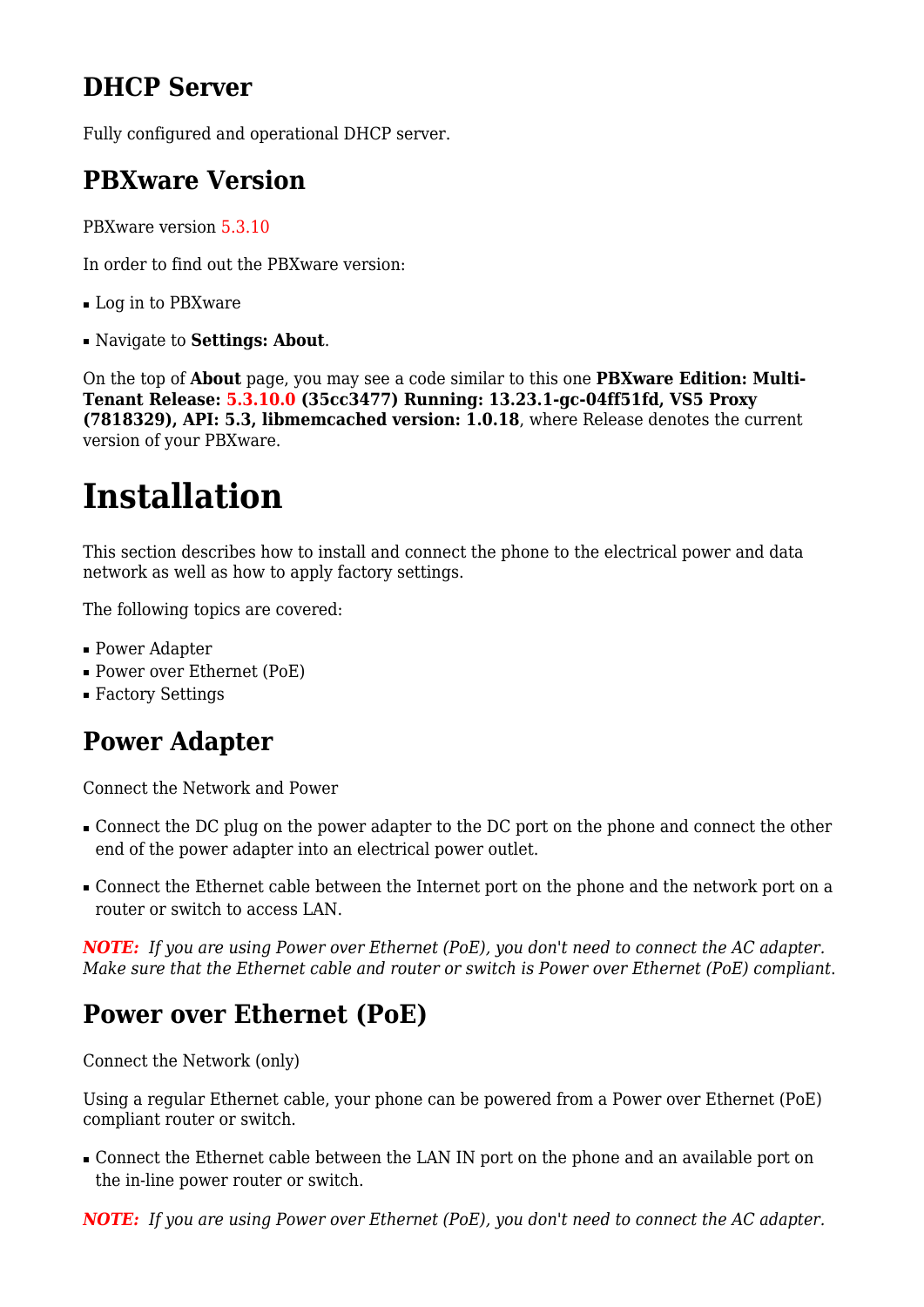## DHCP Server

Fully configured and operational DHCP server.

## PBXware Version

PBXware version 5.3.10

In order to find out the PBXware version:

- Log in to PBXware
- Navigate to **Settings: About**.

On the top of **About** page, you may see a code similar to this one **PBXware Edition: Multi-Tenant Release: 5.3.10.0 (35cc3477) Running: 13.23.1-gc-04ff51fd, VS5 Proxy (7818329), API: 5.3, libmemcached version: 1.0.18**, where Release denotes the current version of your PBXware.

# Installation

This section describes how to install and connect the phone to the electrical power and data network as well as how to apply factory settings.

The following topics are covered:

- Power Adapter
- Power over Ethernet (PoE)
- Factory Settings

## Power Adapter

Connect the Network and Power

- Connect the DC plug on the power adapter to the DC port on the phone and connect the other end of the power adapter into an electrical power outlet.
- Connect the Ethernet cable between the Internet port on the phone and the network port on a router or switch to access LAN.

***NOTE:*** *If you are using Power over Ethernet (PoE), you don't need to connect the AC adapter. Make sure that the Ethernet cable and router or switch is Power over Ethernet (PoE) compliant.*

## Power over Ethernet (PoE)

Connect the Network (only)

Using a regular Ethernet cable, your phone can be powered from a Power over Ethernet (PoE) compliant router or switch.

- Connect the Ethernet cable between the LAN IN port on the phone and an available port on the in-line power router or switch.

***NOTE:*** *If you are using Power over Ethernet (PoE), you don't need to connect the AC adapter.*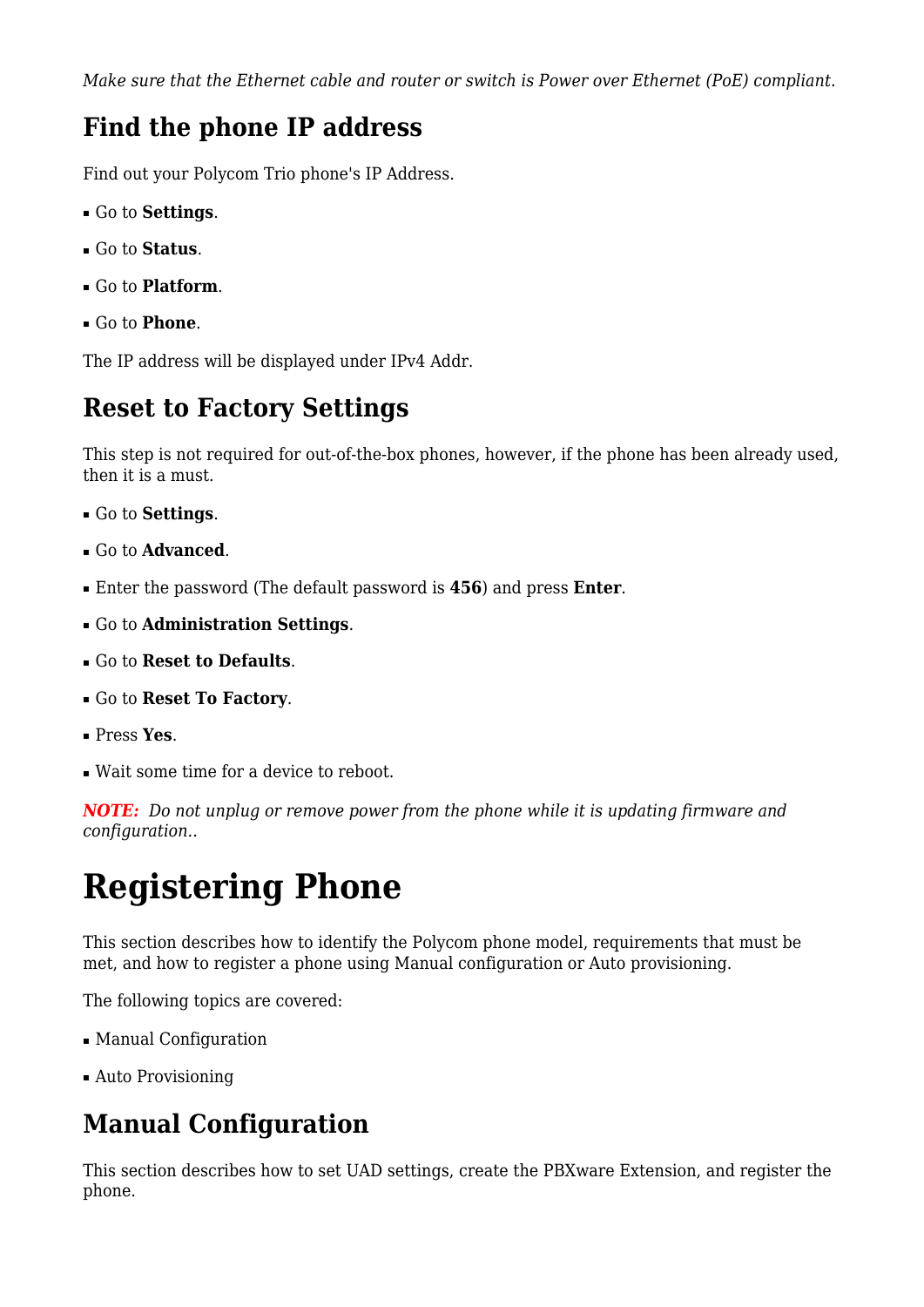*Make sure that the Ethernet cable and router or switch is Power over Ethernet (PoE) compliant.*

## Find the phone IP address

Find out your Polycom Trio phone's IP Address.

- Go to **Settings**.
- Go to **Status**.
- Go to **Platform**.
- Go to **Phone**.

The IP address will be displayed under IPv4 Addr.

## Reset to Factory Settings

This step is not required for out-of-the-box phones, however, if the phone has been already used, then it is a must.

- Go to **Settings**.
- Go to **Advanced**.
- Enter the password (The default password is **456**) and press **Enter**.
- Go to **Administration Settings**.
- Go to **Reset to Defaults**.
- Go to **Reset To Factory**.
- Press **Yes**.
- Wait some time for a device to reboot.

***NOTE:*** *Do not unplug or remove power from the phone while it is updating firmware and configuration..*

# Registering Phone

This section describes how to identify the Polycom phone model, requirements that must be met, and how to register a phone using Manual configuration or Auto provisioning.

The following topics are covered:

- Manual Configuration
- Auto Provisioning

## Manual Configuration

This section describes how to set UAD settings, create the PBXware Extension, and register the phone.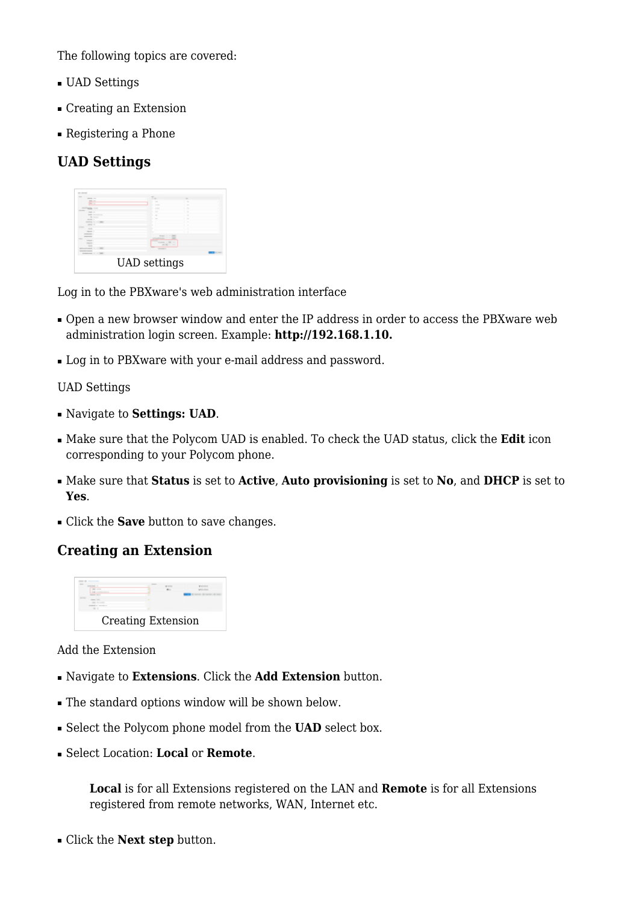The following topics are covered:

- UAD Settings
- Creating an Extension
- Registering a Phone

## UAD Settings

UAD settings

Log in to the PBXware's web administration interface

- Open a new browser window and enter the IP address in order to access the PBXware web administration login screen. Example: **http://192.168.1.10.**
- Log in to PBXware with your e-mail address and password.

UAD Settings

- Navigate to **Settings: UAD**.
- Make sure that the Polycom UAD is enabled. To check the UAD status, click the **Edit** icon corresponding to your Polycom phone.
- Make sure that **Status** is set to **Active**, **Auto provisioning** is set to **No**, and **DHCP** is set to **Yes**.
- Click the **Save** button to save changes.

## Creating an Extension

Creating Extension

Add the Extension

- Navigate to **Extensions**. Click the **Add Extension** button.
- The standard options window will be shown below.
- Select the Polycom phone model from the **UAD** select box.
- Select Location: **Local** or **Remote**.

  **Local** is for all Extensions registered on the LAN and **Remote** is for all Extensions registered from remote networks, WAN, Internet etc.

- Click the **Next step** button.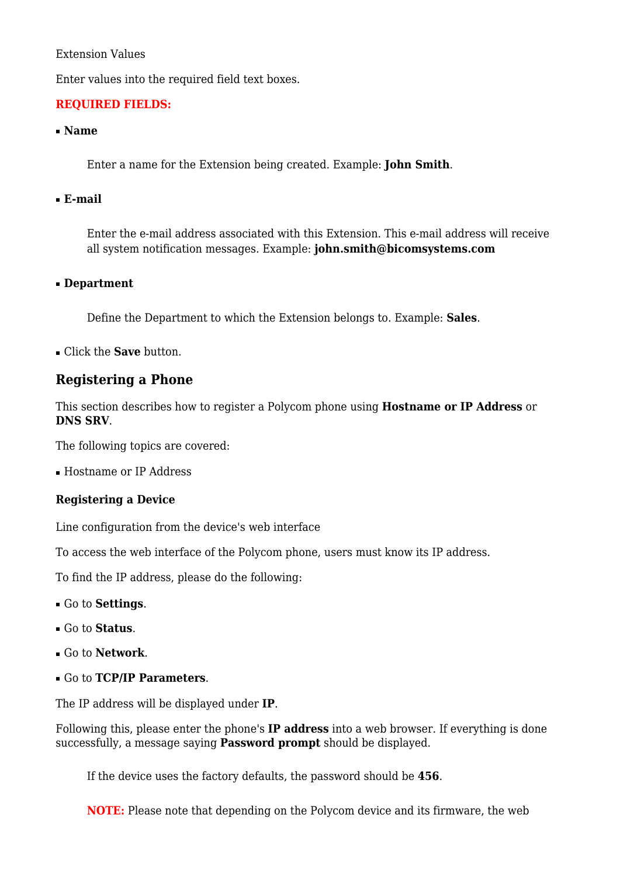Extension Values

Enter values into the required field text boxes.

**REQUIRED FIELDS:**

- **Name**

    Enter a name for the Extension being created. Example: **John Smith**.

- **E-mail**

    Enter the e-mail address associated with this Extension. This e-mail address will receive all system notification messages. Example: **john.smith@bicomsystems.com**

- **Department**

    Define the Department to which the Extension belongs to. Example: **Sales**.

- Click the **Save** button.

## Registering a Phone

This section describes how to register a Polycom phone using **Hostname or IP Address** or **DNS SRV**.

The following topics are covered:

- Hostname or IP Address

### Registering a Device

Line configuration from the device's web interface

To access the web interface of the Polycom phone, users must know its IP address.

To find the IP address, please do the following:

- Go to **Settings**.
- Go to **Status**.
- Go to **Network**.
- Go to **TCP/IP Parameters**.

The IP address will be displayed under **IP**.

Following this, please enter the phone's **IP address** into a web browser. If everything is done successfully, a message saying **Password prompt** should be displayed.

    If the device uses the factory defaults, the password should be **456**.

    **NOTE:** Please note that depending on the Polycom device and its firmware, the web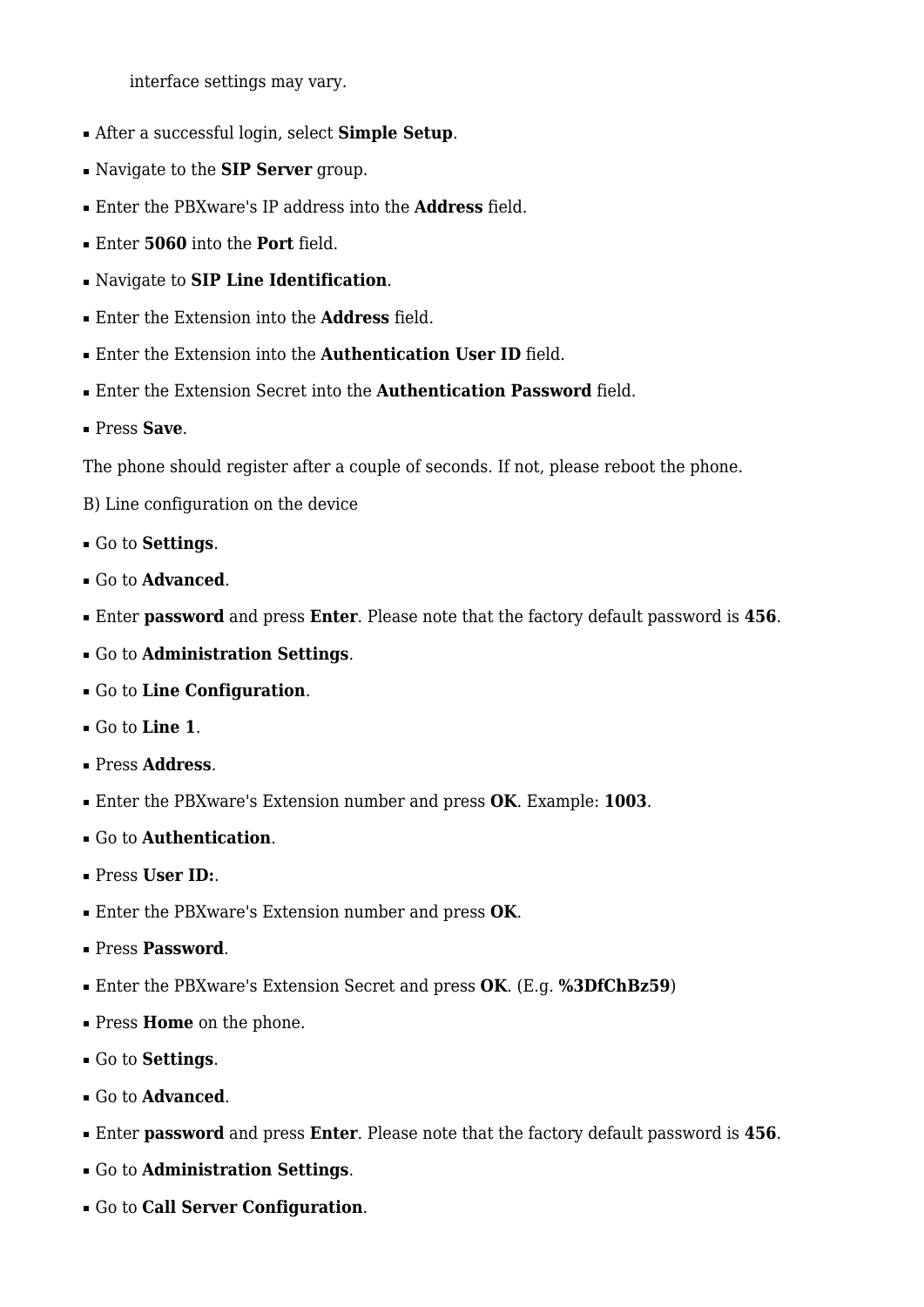interface settings may vary.

- After a successful login, select **Simple Setup**.
- Navigate to the **SIP Server** group.
- Enter the PBXware's IP address into the **Address** field.
- Enter **5060** into the **Port** field.
- Navigate to **SIP Line Identification**.
- Enter the Extension into the **Address** field.
- Enter the Extension into the **Authentication User ID** field.
- Enter the Extension Secret into the **Authentication Password** field.
- Press **Save**.

The phone should register after a couple of seconds. If not, please reboot the phone.

B) Line configuration on the device

- Go to **Settings**.
- Go to **Advanced**.
- Enter **password** and press **Enter**. Please note that the factory default password is **456**.
- Go to **Administration Settings**.
- Go to **Line Configuration**.
- Go to **Line 1**.
- Press **Address**.
- Enter the PBXware's Extension number and press **OK**. Example: **1003**.
- Go to **Authentication**.
- Press **User ID:**.
- Enter the PBXware's Extension number and press **OK**.
- Press **Password**.
- Enter the PBXware's Extension Secret and press **OK**. (E.g. **%3DfChBz59**)
- Press **Home** on the phone.
- Go to **Settings**.
- Go to **Advanced**.
- Enter **password** and press **Enter**. Please note that the factory default password is **456**.
- Go to **Administration Settings**.
- Go to **Call Server Configuration**.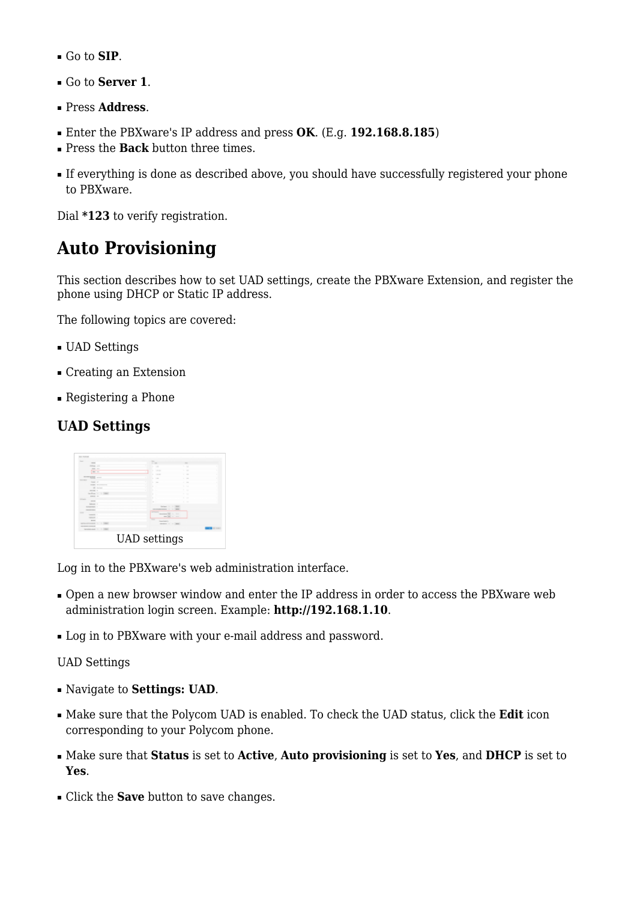- Go to **SIP**.
- Go to **Server 1**.
- Press **Address**.
- Enter the PBXware's IP address and press **OK**. (E.g. **192.168.8.185**)
- Press the **Back** button three times.
- If everything is done as described above, you should have successfully registered your phone to PBXware.

Dial ***123** to verify registration.

# Auto Provisioning

This section describes how to set UAD settings, create the PBXware Extension, and register the phone using DHCP or Static IP address.

The following topics are covered:

- UAD Settings
- Creating an Extension
- Registering a Phone

## UAD Settings

UAD settings

Log in to the PBXware's web administration interface.

- Open a new browser window and enter the IP address in order to access the PBXware web administration login screen. Example: **http://192.168.1.10**.
- Log in to PBXware with your e-mail address and password.

UAD Settings

- Navigate to **Settings: UAD**.
- Make sure that the Polycom UAD is enabled. To check the UAD status, click the **Edit** icon corresponding to your Polycom phone.
- Make sure that **Status** is set to **Active**, **Auto provisioning** is set to **Yes**, and **DHCP** is set to **Yes**.
- Click the **Save** button to save changes.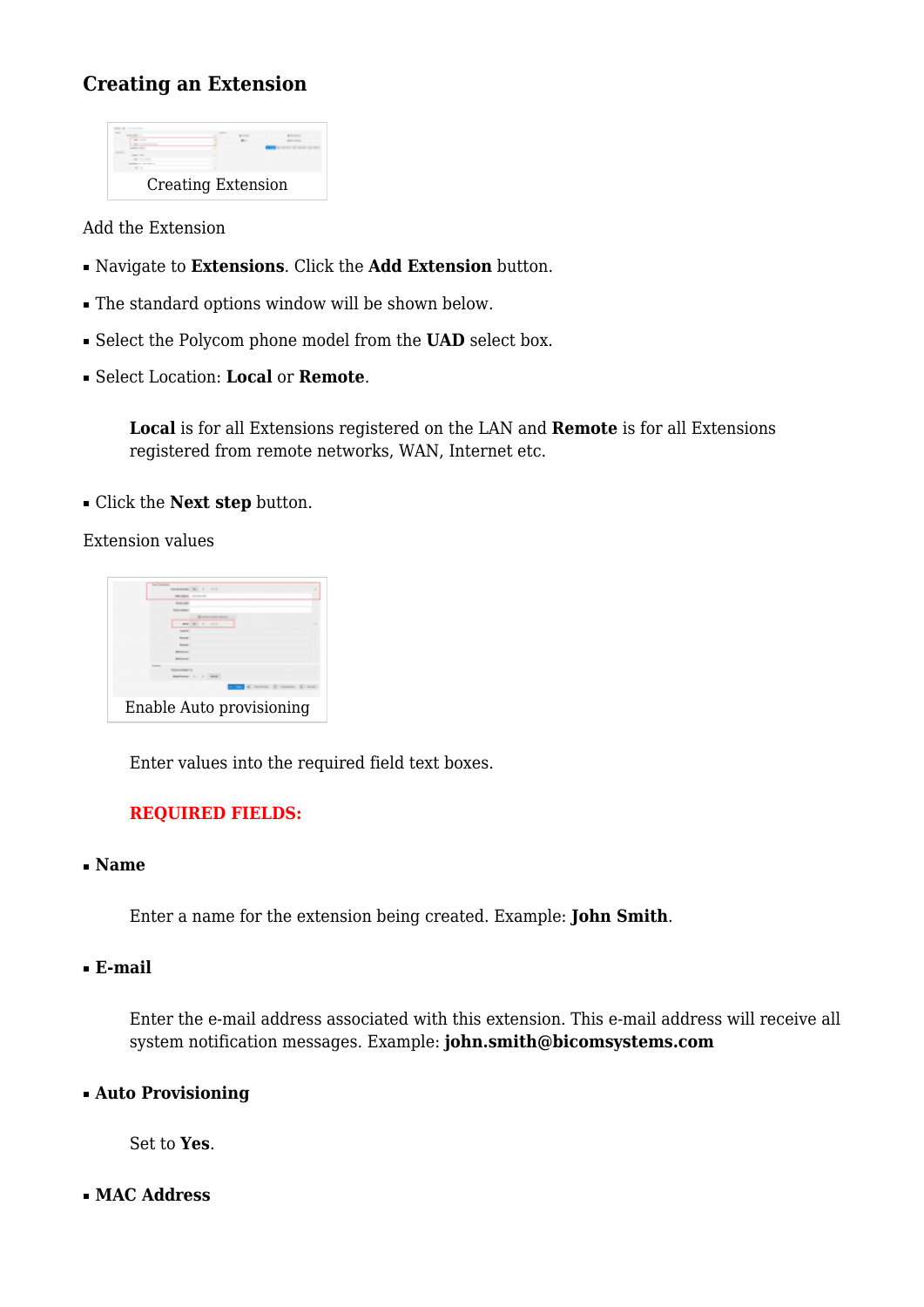## Creating an Extension

Creating Extension

Add the Extension

- Navigate to **Extensions**. Click the **Add Extension** button.
- The standard options window will be shown below.
- Select the Polycom phone model from the **UAD** select box.
- Select Location: **Local** or **Remote**.

  **Local** is for all Extensions registered on the LAN and **Remote** is for all Extensions registered from remote networks, WAN, Internet etc.

- Click the **Next step** button.

Extension values

Enable Auto provisioning

Enter values into the required field text boxes.

**REQUIRED FIELDS:**

- **Name**

  Enter a name for the extension being created. Example: **John Smith**.

- **E-mail**

  Enter the e-mail address associated with this extension. This e-mail address will receive all system notification messages. Example: **john.smith@bicomsystems.com**

- **Auto Provisioning**

  Set to **Yes**.

- **MAC Address**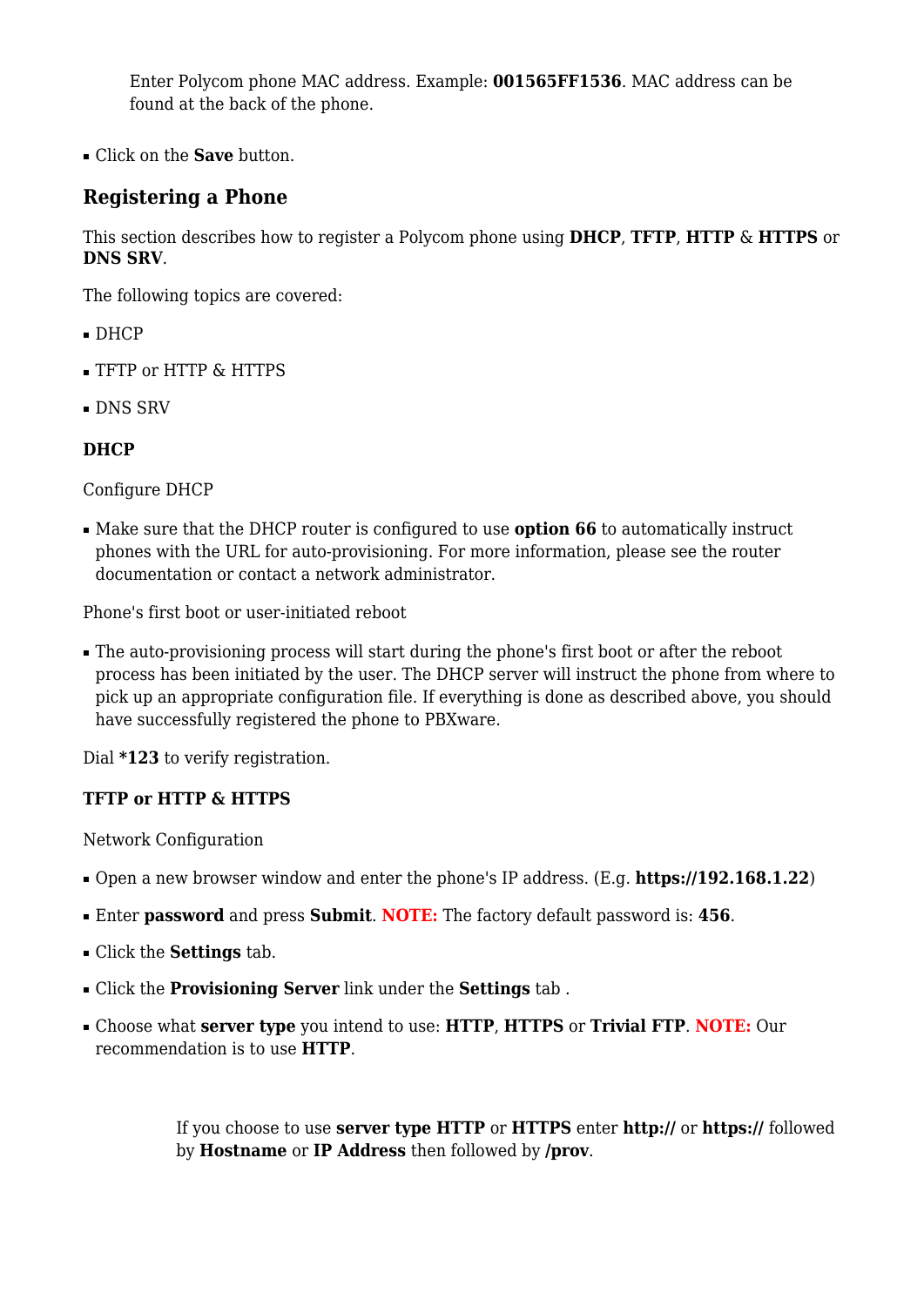Enter Polycom phone MAC address. Example: **001565FF1536**. MAC address can be found at the back of the phone.

- Click on the **Save** button.

## Registering a Phone

This section describes how to register a Polycom phone using **DHCP**, **TFTP**, **HTTP** & **HTTPS** or **DNS SRV**.

The following topics are covered:

- DHCP
- TFTP or HTTP & HTTPS
- DNS SRV

### DHCP

Configure DHCP

- Make sure that the DHCP router is configured to use **option 66** to automatically instruct phones with the URL for auto-provisioning. For more information, please see the router documentation or contact a network administrator.

Phone's first boot or user-initiated reboot

- The auto-provisioning process will start during the phone's first boot or after the reboot process has been initiated by the user. The DHCP server will instruct the phone from where to pick up an appropriate configuration file. If everything is done as described above, you should have successfully registered the phone to PBXware.

Dial ***123** to verify registration.

### TFTP or HTTP & HTTPS

Network Configuration

- Open a new browser window and enter the phone's IP address. (E.g. **https://192.168.1.22**)
- Enter **password** and press **Submit**. **NOTE:** The factory default password is: **456**.
- Click the **Settings** tab.
- Click the **Provisioning Server** link under the **Settings** tab .
- Choose what **server type** you intend to use: **HTTP**, **HTTPS** or **Trivial FTP**. **NOTE:** Our recommendation is to use **HTTP**.

If you choose to use **server type HTTP** or **HTTPS** enter **http://** or **https://** followed by **Hostname** or **IP Address** then followed by **/prov**.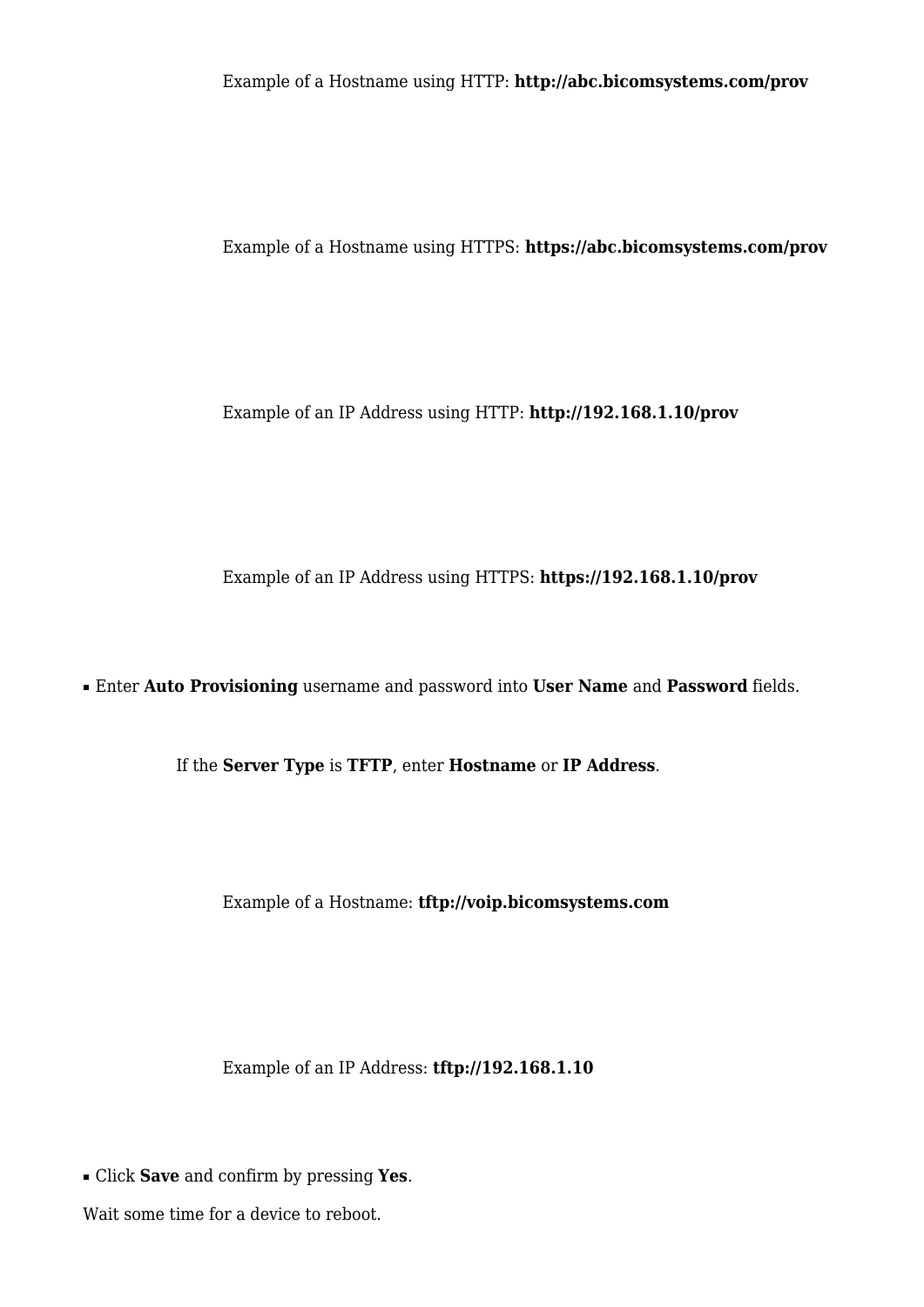Example of a Hostname using HTTP: **http://abc.bicomsystems.com/prov**

Example of a Hostname using HTTPS: **https://abc.bicomsystems.com/prov**

Example of an IP Address using HTTP: **http://192.168.1.10/prov**

Example of an IP Address using HTTPS: **https://192.168.1.10/prov**

- Enter **Auto Provisioning** username and password into **User Name** and **Password** fields.

If the **Server Type** is **TFTP**, enter **Hostname** or **IP Address**.

Example of a Hostname: **tftp://voip.bicomsystems.com**

Example of an IP Address: **tftp://192.168.1.10**

- Click **Save** and confirm by pressing **Yes**.

Wait some time for a device to reboot.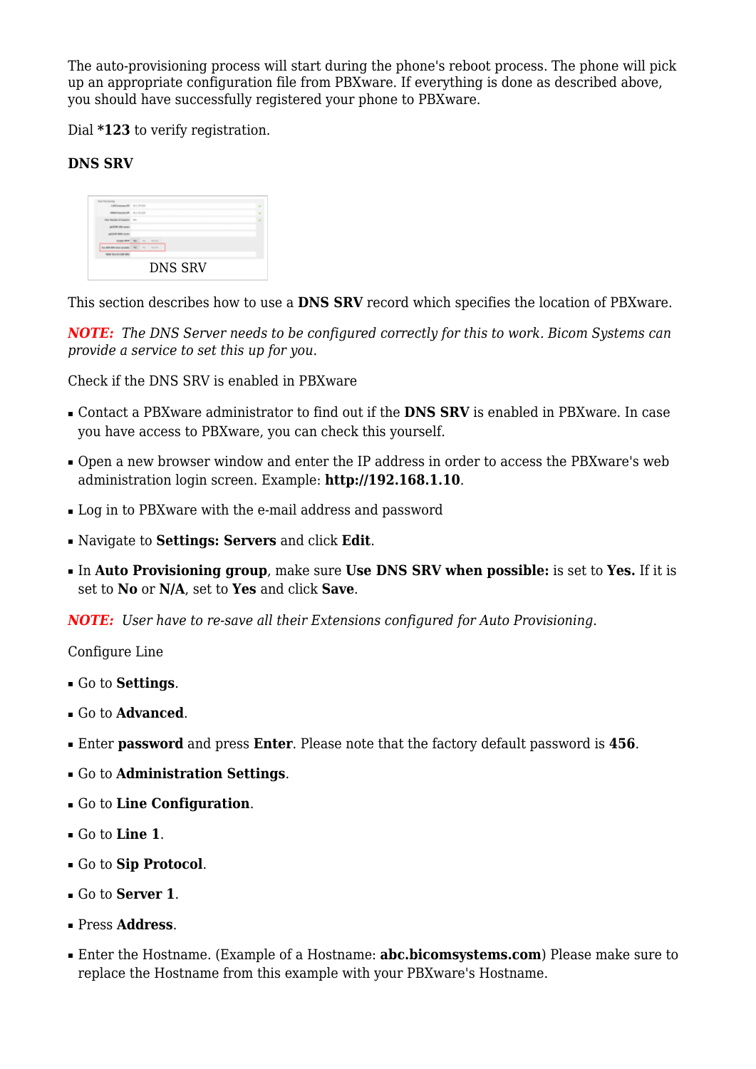The auto-provisioning process will start during the phone's reboot process. The phone will pick up an appropriate configuration file from PBXware. If everything is done as described above, you should have successfully registered your phone to PBXware.

Dial **\*123** to verify registration.

**DNS SRV**

DNS SRV

This section describes how to use a **DNS SRV** record which specifies the location of PBXware.

***NOTE:*** *The DNS Server needs to be configured correctly for this to work. Bicom Systems can provide a service to set this up for you.*

Check if the DNS SRV is enabled in PBXware

- Contact a PBXware administrator to find out if the **DNS SRV** is enabled in PBXware. In case you have access to PBXware, you can check this yourself.
- Open a new browser window and enter the IP address in order to access the PBXware's web administration login screen. Example: **http://192.168.1.10**.
- Log in to PBXware with the e-mail address and password
- Navigate to **Settings: Servers** and click **Edit**.
- In **Auto Provisioning group**, make sure **Use DNS SRV when possible:** is set to **Yes.** If it is set to **No** or **N/A**, set to **Yes** and click **Save**.

***NOTE:*** *User have to re-save all their Extensions configured for Auto Provisioning.*

Configure Line

- Go to **Settings**.
- Go to **Advanced**.
- Enter **password** and press **Enter**. Please note that the factory default password is **456**.
- Go to **Administration Settings**.
- Go to **Line Configuration**.
- Go to **Line 1**.
- Go to **Sip Protocol**.
- Go to **Server 1**.
- Press **Address**.
- Enter the Hostname. (Example of a Hostname: **abc.bicomsystems.com**) Please make sure to replace the Hostname from this example with your PBXware's Hostname.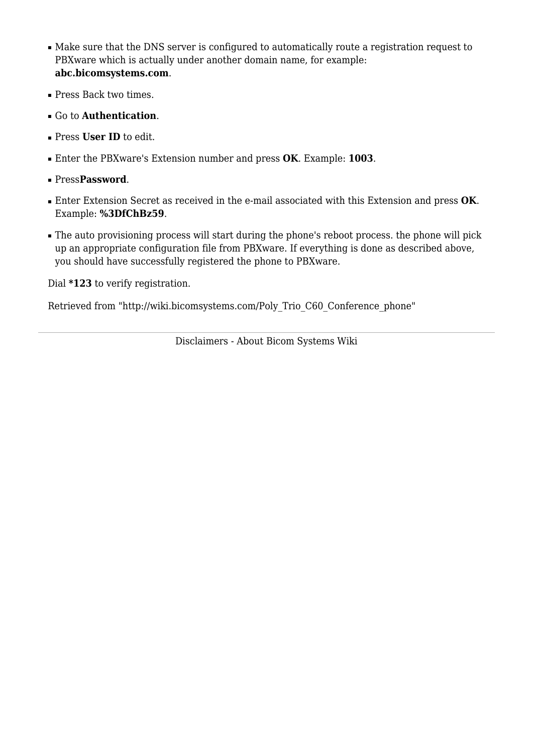- Make sure that the DNS server is configured to automatically route a registration request to PBXware which is actually under another domain name, for example: **abc.bicomsystems.com**.
- Press Back two times.
- Go to **Authentication**.
- Press **User ID** to edit.
- Enter the PBXware's Extension number and press **OK**. Example: **1003**.
- Press**Password**.
- Enter Extension Secret as received in the e-mail associated with this Extension and press **OK**. Example: **%3DfChBz59**.
- The auto provisioning process will start during the phone's reboot process. the phone will pick up an appropriate configuration file from PBXware. If everything is done as described above, you should have successfully registered the phone to PBXware.

Dial ***123** to verify registration.

Retrieved from "http://wiki.bicomsystems.com/Poly_Trio_C60_Conference_phone"

Disclaimers - About Bicom Systems Wiki